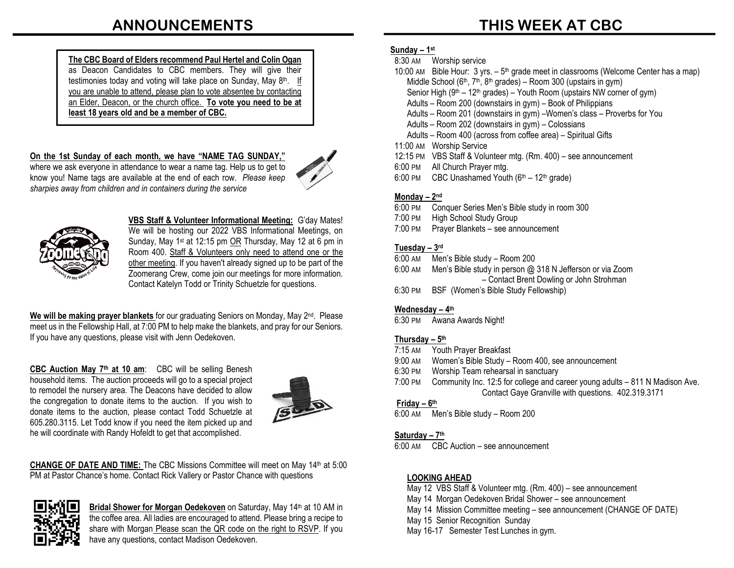# ANNOUNCEMENTS

**The CBC Board of Elders recommend Paul Hertel and Colin Ogan** as Deacon Candidates to CBC members. They will give their testimonies today and voting will take place on Sunday, May 8th. If you are unable to attend, please plan to vote absentee by contacting an Elder, Deacon, or the church office. **To vote you need to be at least 18 years old and be a member of CBC.**

**On the 1st Sunday of each month, we have "NAME TAG SUNDAY,"** where we ask everyone in attendance to wear a name tag. Help us to get to know you! Name tags are available at the end of each row. *Please keep sharpies away from children and in containers during the service*

**VBS Staff & Volunteer Informational Meeting:** G'day Mates! We will be hosting our 2022 VBS Informational Meetings, on Sunday, May 1st at 12:15 pm OR Thursday, May 12 at 6 pm in Room 400. Staff & Volunteers only need to attend one or the other meeting. If you haven't already signed up to be part of the Zoomerang Crew, come join our meetings for more information. Contact Katelyn Todd or Trinity Schuetzle for questions.

**We will be making prayer blankets** for our graduating Seniors on Monday, May 2nd. Please meet us in the Fellowship Hall, at 7:00 PM to help make the blankets, and pray for our Seniors. If you have any questions, please visit with Jenn Oedekoven.

**CBC Auction May 7th at 10 am**: CBC will be selling Benesh household items. The auction proceeds will go to a special project to remodel the nursery area. The Deacons have decided to allow the congregation to donate items to the auction. If you wish to donate items to the auction, please contact Todd Schuetzle at 605.280.3115. Let Todd know if you need the item picked up and he will coordinate with Randy Hofeldt to get that accomplished.

**CHANGE OF DATE AND TIME:** The CBC Missions Committee will meet on May 14th at 5:00 PM at Pastor Chance's home. Contact Rick Vallery or Pastor Chance with questions

**Bridal Shower for Morgan Oedekoven** on Saturday, May 14th at 10 AM in the coffee area. All ladies are encouraged to attend. Please bring a recipe to share with Morgan Please scan the QR code on the right to RSVP. If you have any questions, contact Madison Oedekoven.

# THIS WEEK AT CBC

**Sunday – 1st**

- 8:30 AM Worship service
- 10:00 AM Bible Hour: 3 yrs. – 5th grade meet in classrooms (Welcome Center has a map)
  - Middle School (6th, 7th, 8th grades) – Room 300 (upstairs in gym)
  - Senior High (9th – 12th grades) – Youth Room (upstairs NW corner of gym)
  - Adults – Room 200 (downstairs in gym) – Book of Philippians
  - Adults – Room 201 (downstairs in gym) –Women's class – Proverbs for You
  - Adults – Room 202 (downstairs in gym) – Colossians
  - Adults – Room 400 (across from coffee area) – Spiritual Gifts
- 11:00 AM Worship Service
- 12:15 PM VBS Staff & Volunteer mtg. (Rm. 400) – see announcement
- 6:00 PM All Church Prayer mtg.
- 6:00 PM CBC Unashamed Youth (6th – 12th grade)

**Monday – 2nd**

- 6:00 PM Conquer Series Men's Bible study in room 300
- 7:00 PM High School Study Group
- 7:00 PM Prayer Blankets – see announcement

**Tuesday – 3rd**

- 6:00 AM Men's Bible study – Room 200
- 6:00 AM Men's Bible study in person @ 318 N Jefferson or via Zoom – Contact Brent Dowling or John Strohman
- 6:30 PM BSF (Women's Bible Study Fellowship)

**Wednesday – 4th**

- 6:30 PM Awana Awards Night!

**Thursday – 5th**

- 7:15 AM Youth Prayer Breakfast
- 9:00 AM Women's Bible Study – Room 400, see announcement
- 6:30 PM Worship Team rehearsal in sanctuary
- 7:00 PM Community Inc. 12:5 for college and career young adults – 811 N Madison Ave. Contact Gaye Granville with questions. 402.319.3171

**Friday – 6th**

- 6:00 AM Men's Bible study – Room 200

**Saturday – 7th**

- 6:00 AM CBC Auction – see announcement

**LOOKING AHEAD**

- May 12 VBS Staff & Volunteer mtg. (Rm. 400) – see announcement
- May 14 Morgan Oedekoven Bridal Shower – see announcement
- May 14 Mission Committee meeting – see announcement (CHANGE OF DATE)
- May 15 Senior Recognition Sunday
- May 16-17 Semester Test Lunches in gym.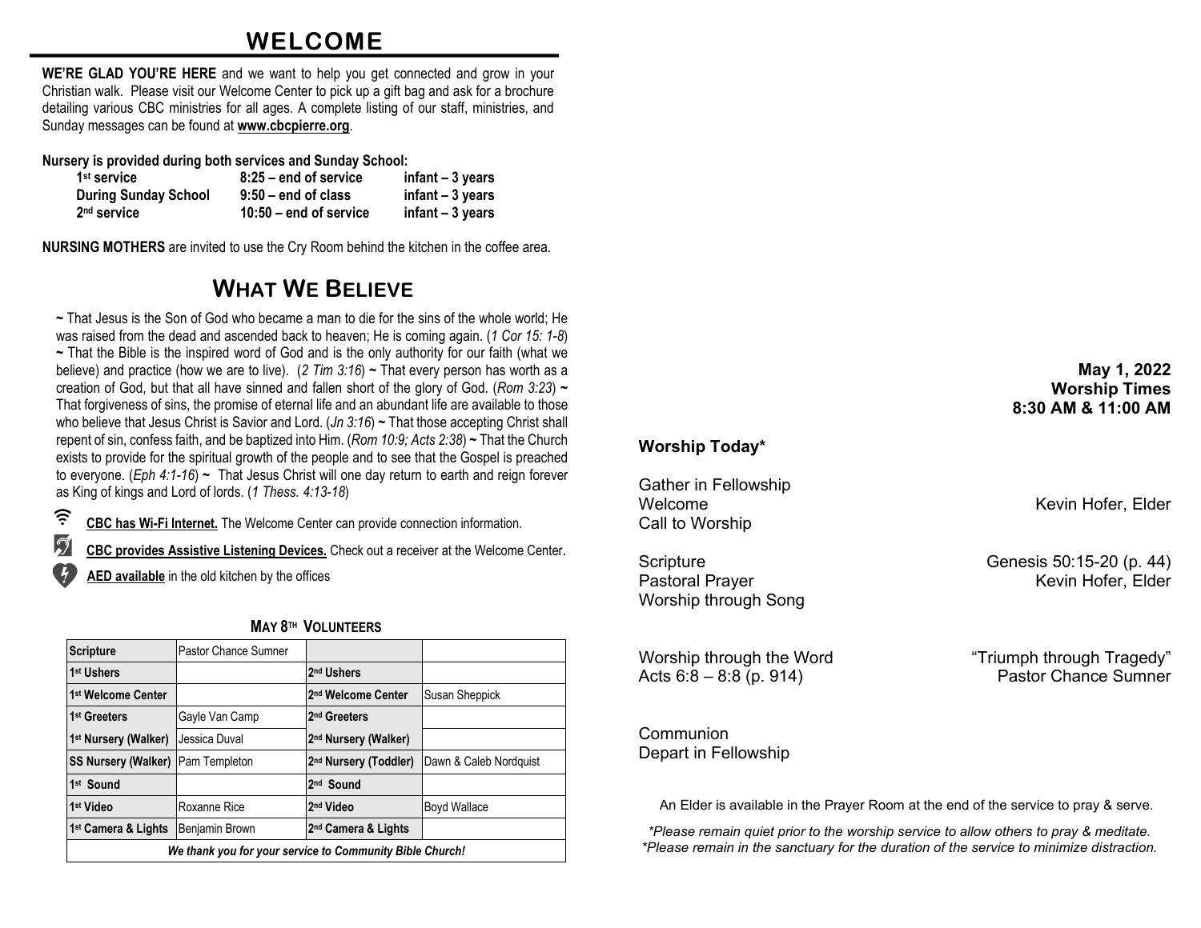# WELCOME

**WE'RE GLAD YOU'RE HERE** and we want to help you get connected and grow in your Christian walk. Please visit our Welcome Center to pick up a gift bag and ask for a brochure detailing various CBC ministries for all ages. A complete listing of our staff, ministries, and Sunday messages can be found at **www.cbcpierre.org**.

**Nursery is provided during both services and Sunday School:**

| | | |
|---|---|---|
| **1st service** | **8:25 – end of service** | **infant – 3 years** |
| **During Sunday School** | **9:50 – end of class** | **infant – 3 years** |
| **2nd service** | **10:50 – end of service** | **infant – 3 years** |

**NURSING MOTHERS** are invited to use the Cry Room behind the kitchen in the coffee area.

# WHAT WE BELIEVE

**~** That Jesus is the Son of God who became a man to die for the sins of the whole world; He was raised from the dead and ascended back to heaven; He is coming again. (*1 Cor 15: 1-8*) **~** That the Bible is the inspired word of God and is the only authority for our faith (what we believe) and practice (how we are to live). (*2 Tim 3:16*) **~** That every person has worth as a creation of God, but that all have sinned and fallen short of the glory of God. (*Rom 3:23*) **~** That forgiveness of sins, the promise of eternal life and an abundant life are available to those who believe that Jesus Christ is Savior and Lord. (*Jn 3:16*) **~** That those accepting Christ shall repent of sin, confess faith, and be baptized into Him. (*Rom 10:9; Acts 2:38*) **~** That the Church exists to provide for the spiritual growth of the people and to see that the Gospel is preached to everyone. (*Eph 4:1-16*) **~** That Jesus Christ will one day return to earth and reign forever as King of kings and Lord of lords. (*1 Thess. 4:13-18*)

**CBC has Wi-Fi Internet.** The Welcome Center can provide connection information.

**CBC provides Assistive Listening Devices.** Check out a receiver at the Welcome Center.

**AED available** in the old kitchen by the offices

## MAY 8TH VOLUNTEERS

| **Scripture** | Pastor Chance Sumner | | |
|---|---|---|---|
| **1st Ushers** | | **2nd Ushers** | |
| **1st Welcome Center** | | **2nd Welcome Center** | Susan Sheppick |
| **1st Greeters** | Gayle Van Camp | **2nd Greeters** | |
| **1st Nursery (Walker)** | Jessica Duval | **2nd Nursery (Walker)** | |
| **SS Nursery (Walker)** | Pam Templeton | **2nd Nursery (Toddler)** | Dawn & Caleb Nordquist |
| **1st Sound** | | **2nd Sound** | |
| **1st Video** | Roxanne Rice | **2nd Video** | Boyd Wallace |
| **1st Camera & Lights** | Benjamin Brown | **2nd Camera & Lights** | |
| ***We thank you for your service to Community Bible Church!*** | | | |

**May 1, 2022**
**Worship Times**
**8:30 AM & 11:00 AM**

## Worship Today*

Gather in Fellowship
Welcome — Kevin Hofer, Elder
Call to Worship

Scripture — Genesis 50:15-20 (p. 44)
Pastoral Prayer — Kevin Hofer, Elder
Worship through Song

Worship through the Word — "Triumph through Tragedy"
Acts 6:8 – 8:8 (p. 914) — Pastor Chance Sumner

Communion
Depart in Fellowship

An Elder is available in the Prayer Room at the end of the service to pray & serve.

*\*Please remain quiet prior to the worship service to allow others to pray & meditate.*
*\*Please remain in the sanctuary for the duration of the service to minimize distraction.*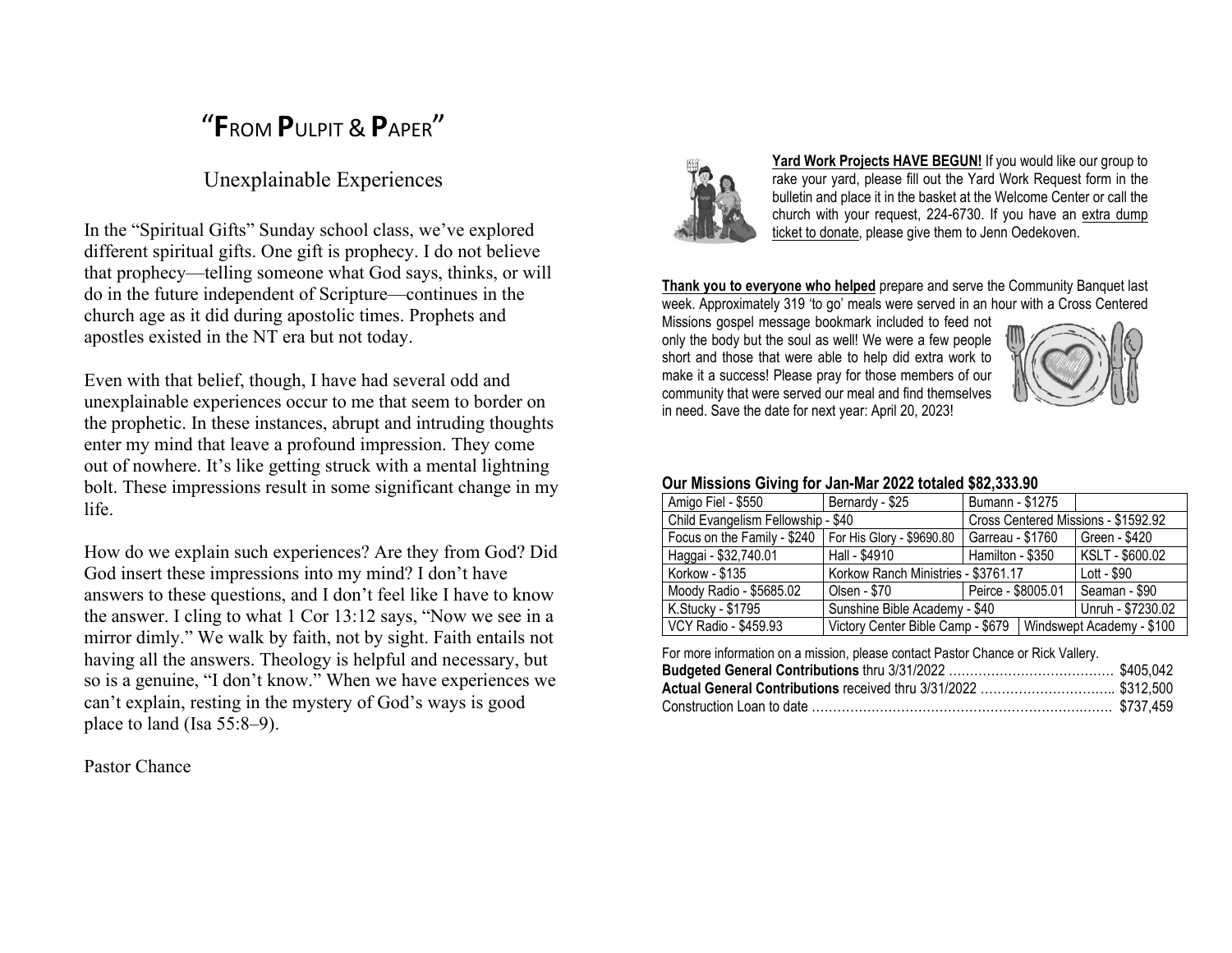# "FROM PULPIT & PAPER"

## Unexplainable Experiences

In the "Spiritual Gifts" Sunday school class, we've explored different spiritual gifts. One gift is prophecy. I do not believe that prophecy—telling someone what God says, thinks, or will do in the future independent of Scripture—continues in the church age as it did during apostolic times. Prophets and apostles existed in the NT era but not today.

Even with that belief, though, I have had several odd and unexplainable experiences occur to me that seem to border on the prophetic. In these instances, abrupt and intruding thoughts enter my mind that leave a profound impression. They come out of nowhere. It's like getting struck with a mental lightning bolt. These impressions result in some significant change in my life.

How do we explain such experiences? Are they from God? Did God insert these impressions into my mind? I don't have answers to these questions, and I don't feel like I have to know the answer. I cling to what 1 Cor 13:12 says, "Now we see in a mirror dimly." We walk by faith, not by sight. Faith entails not having all the answers. Theology is helpful and necessary, but so is a genuine, "I don't know." When we have experiences we can't explain, resting in the mystery of God's ways is good place to land (Isa 55:8–9).

Pastor Chance

**Yard Work Projects HAVE BEGUN!** If you would like our group to rake your yard, please fill out the Yard Work Request form in the bulletin and place it in the basket at the Welcome Center or call the church with your request, 224-6730. If you have an extra dump ticket to donate, please give them to Jenn Oedekoven.

**Thank you to everyone who helped** prepare and serve the Community Banquet last week. Approximately 319 'to go' meals were served in an hour with a Cross Centered Missions gospel message bookmark included to feed not only the body but the soul as well! We were a few people short and those that were able to help did extra work to make it a success! Please pray for those members of our community that were served our meal and find themselves in need. Save the date for next year: April 20, 2023!

**Our Missions Giving for Jan-Mar 2022 totaled $82,333.90**

| | | | |
|---|---|---|---|
| Amigo Fiel - $550 | Bernardy - $25 | Bumann - $1275 | |
| Child Evangelism Fellowship - $40 | | Cross Centered Missions - $1592.92 | |
| Focus on the Family - $240 | For His Glory - $9690.80 | Garreau - $1760 | Green - $420 |
| Haggai - $32,740.01 | Hall - $4910 | Hamilton - $350 | KSLT - $600.02 |
| Korkow - $135 | Korkow Ranch Ministries - $3761.17 | | Lott - $90 |
| Moody Radio - $5685.02 | Olsen - $70 | Peirce - $8005.01 | Seaman - $90 |
| K.Stucky - $1795 | Sunshine Bible Academy - $40 | | Unruh - $7230.02 |
| VCY Radio - $459.93 | Victory Center Bible Camp - $679 | Windswept Academy - $100 | |

For more information on a mission, please contact Pastor Chance or Rick Vallery.

**Budgeted General Contributions** thru 3/31/2022 ........................................ $405,042
**Actual General Contributions** received thru 3/31/2022 ................................. $312,500
Construction Loan to date ........................................................................ $737,459